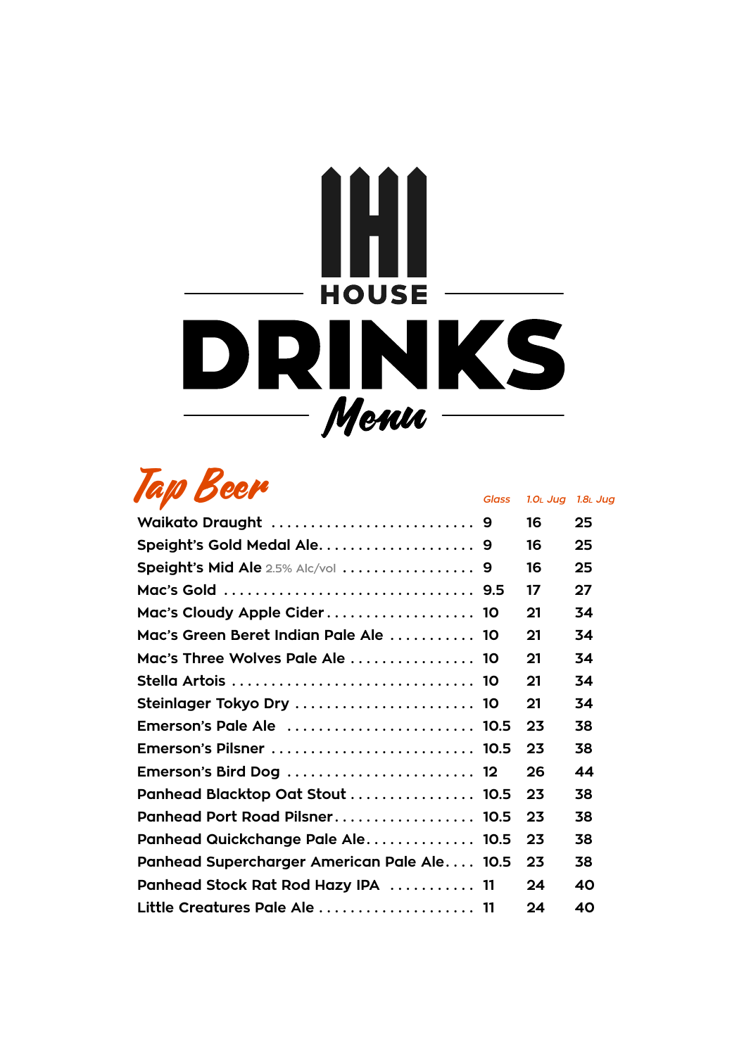# HOUSE DRINKS

*Menu*

## Tap Beer

| | Glass | 1.0L Jug | 1.8L Jug |
|---|---|---|---|
| Waikato Draught | 9 | 16 | 25 |
| Speight's Gold Medal Ale | 9 | 16 | 25 |
| Speight's Mid Ale 2.5% Alc/vol | 9 | 16 | 25 |
| Mac's Gold | 9.5 | 17 | 27 |
| Mac's Cloudy Apple Cider | 10 | 21 | 34 |
| Mac's Green Beret Indian Pale Ale | 10 | 21 | 34 |
| Mac's Three Wolves Pale Ale | 10 | 21 | 34 |
| Stella Artois | 10 | 21 | 34 |
| Steinlager Tokyo Dry | 10 | 21 | 34 |
| Emerson's Pale Ale | 10.5 | 23 | 38 |
| Emerson's Pilsner | 10.5 | 23 | 38 |
| Emerson's Bird Dog | 12 | 26 | 44 |
| Panhead Blacktop Oat Stout | 10.5 | 23 | 38 |
| Panhead Port Road Pilsner | 10.5 | 23 | 38 |
| Panhead Quickchange Pale Ale | 10.5 | 23 | 38 |
| Panhead Supercharger American Pale Ale | 10.5 | 23 | 38 |
| Panhead Stock Rat Rod Hazy IPA | 11 | 24 | 40 |
| Little Creatures Pale Ale | 11 | 24 | 40 |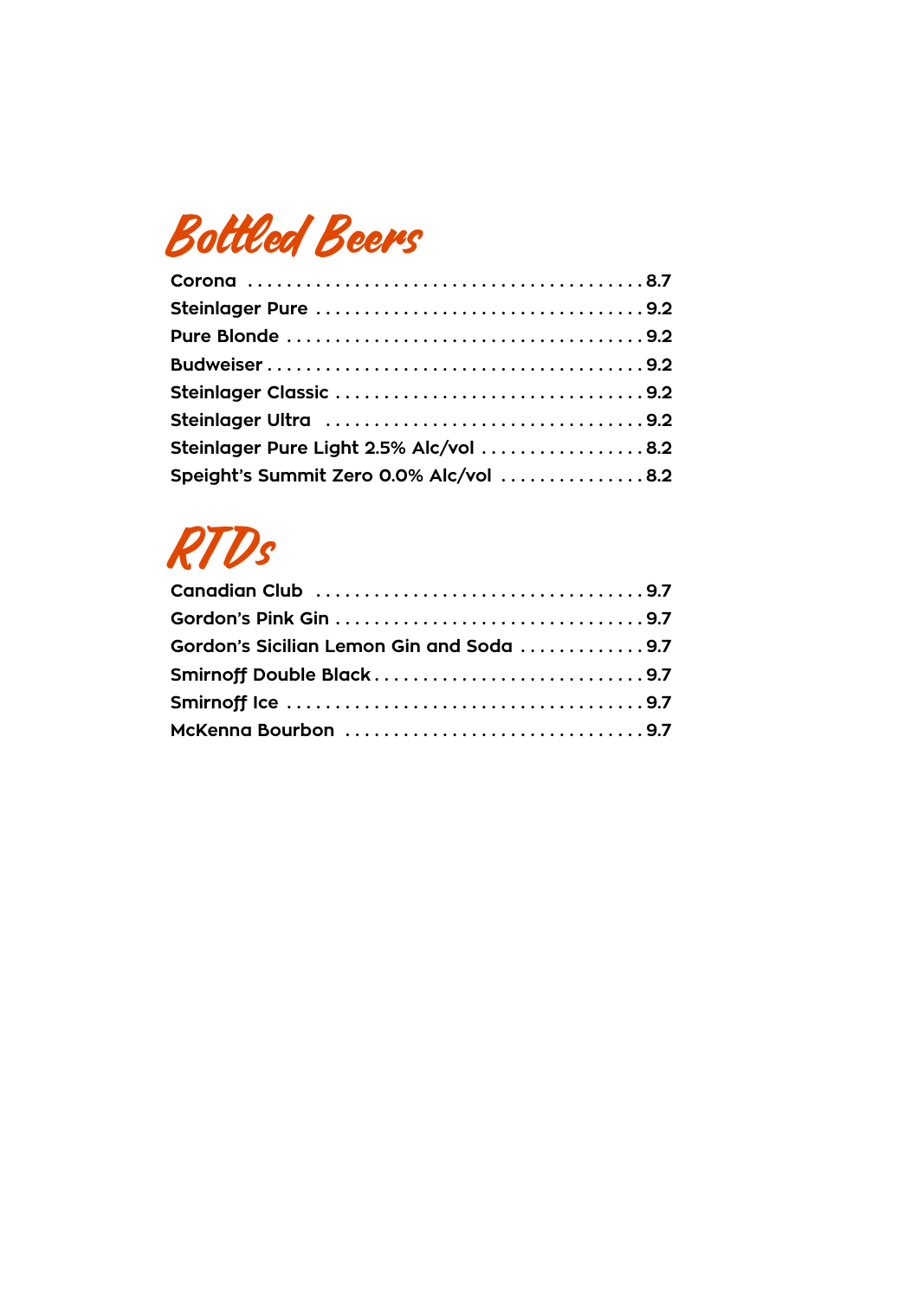## Bottled Beers

| Item | Price |
|---|---|
| Corona | 8.7 |
| Steinlager Pure | 9.2 |
| Pure Blonde | 9.2 |
| Budweiser | 9.2 |
| Steinlager Classic | 9.2 |
| Steinlager Ultra | 9.2 |
| Steinlager Pure Light 2.5% Alc/vol | 8.2 |
| Speight's Summit Zero 0.0% Alc/vol | 8.2 |

## RTDs

| Item | Price |
|---|---|
| Canadian Club | 9.7 |
| Gordon's Pink Gin | 9.7 |
| Gordon's Sicilian Lemon Gin and Soda | 9.7 |
| Smirnoff Double Black | 9.7 |
| Smirnoff Ice | 9.7 |
| McKenna Bourbon | 9.7 |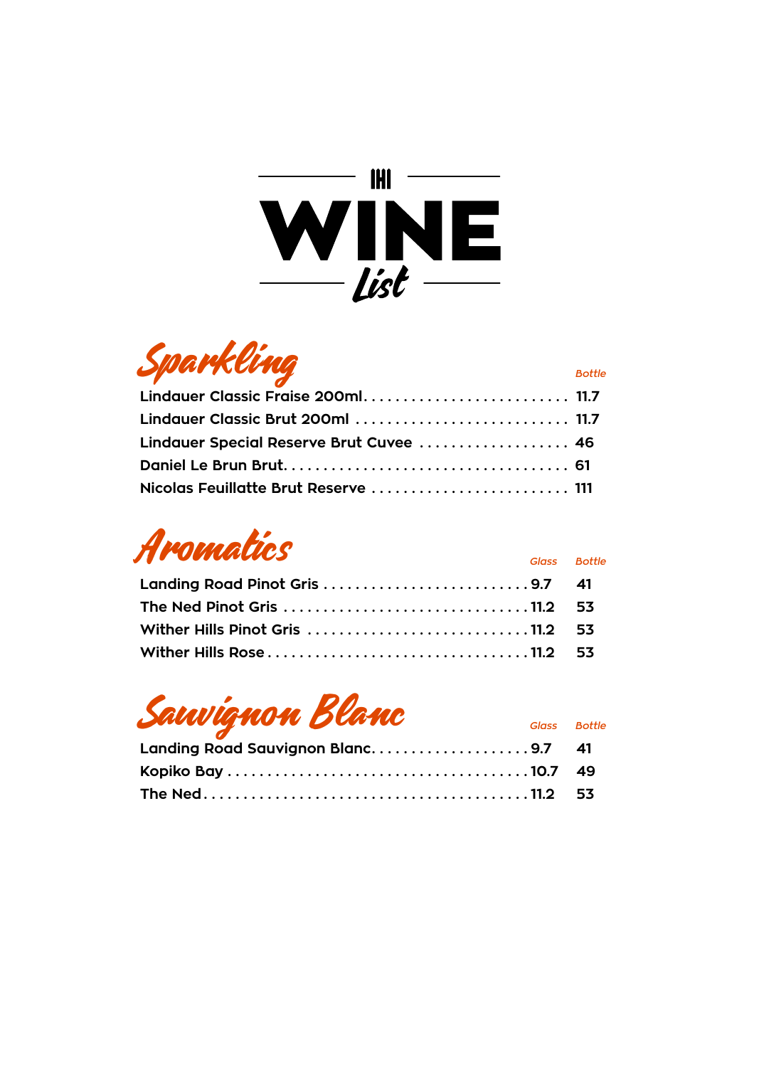# WINE List

## Sparkling

| | Bottle |
|---|---|
| Lindauer Classic Fraise 200ml | 11.7 |
| Lindauer Classic Brut 200ml | 11.7 |
| Lindauer Special Reserve Brut Cuvee | 46 |
| Daniel Le Brun Brut | 61 |
| Nicolas Feuillatte Brut Reserve | 111 |

## Aromatics

| | Glass | Bottle |
|---|---|---|
| Landing Road Pinot Gris | 9.7 | 41 |
| The Ned Pinot Gris | 11.2 | 53 |
| Wither Hills Pinot Gris | 11.2 | 53 |
| Wither Hills Rose | 11.2 | 53 |

## Sauvignon Blanc

| | Glass | Bottle |
|---|---|---|
| Landing Road Sauvignon Blanc | 9.7 | 41 |
| Kopiko Bay | 10.7 | 49 |
| The Ned | 11.2 | 53 |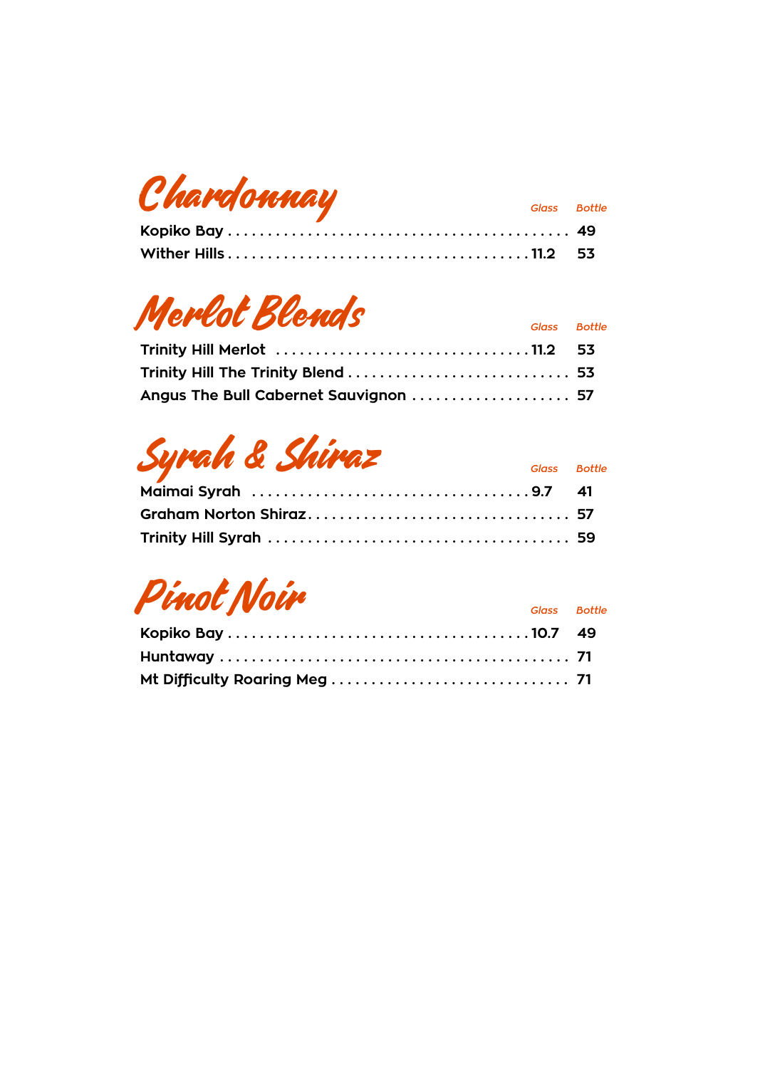## Chardonnay

| | Glass | Bottle |
|---|---|---|
| **Kopiko Bay** | | **49** |
| **Wither Hills** | **11.2** | **53** |

## Merlot Blends

| | Glass | Bottle |
|---|---|---|
| **Trinity Hill Merlot** | **11.2** | **53** |
| **Trinity Hill The Trinity Blend** | | **53** |
| **Angus The Bull Cabernet Sauvignon** | | **57** |

## Syrah & Shiraz

| | Glass | Bottle |
|---|---|---|
| **Maimai Syrah** | **9.7** | **41** |
| **Graham Norton Shiraz** | | **57** |
| **Trinity Hill Syrah** | | **59** |

## Pinot Noir

| | Glass | Bottle |
|---|---|---|
| **Kopiko Bay** | **10.7** | **49** |
| **Huntaway** | | **71** |
| **Mt Difficulty Roaring Meg** | | **71** |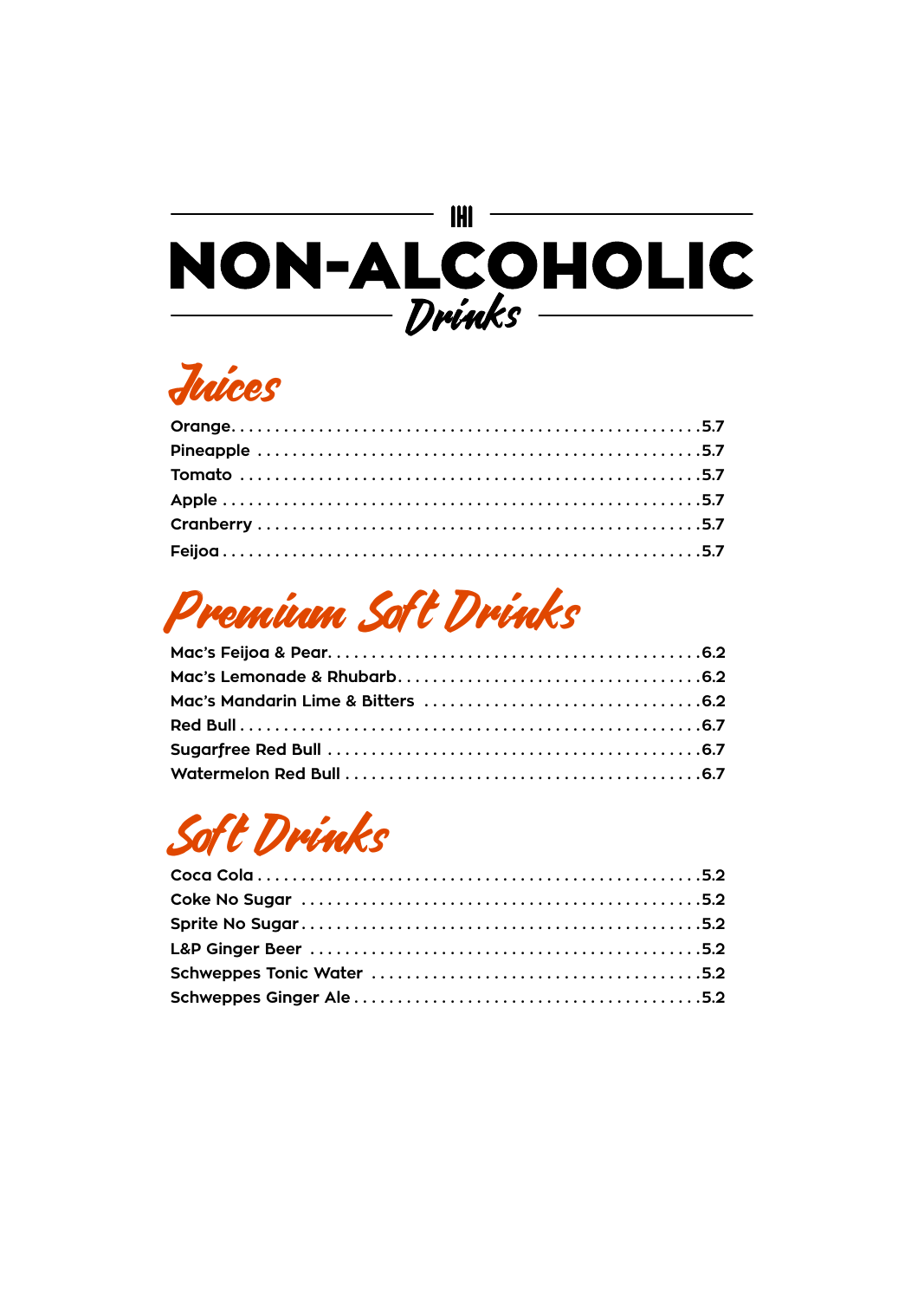# NON-ALCOHOLIC Drinks

## Juices

Orange.....5.7
Pineapple.....5.7
Tomato.....5.7
Apple.....5.7
Cranberry.....5.7
Feijoa.....5.7

## Premium Soft Drinks

Mac's Feijoa & Pear.....6.2
Mac's Lemonade & Rhubarb.....6.2
Mac's Mandarin Lime & Bitters.....6.2
Red Bull.....6.7
Sugarfree Red Bull.....6.7
Watermelon Red Bull.....6.7

## Soft Drinks

Coca Cola.....5.2
Coke No Sugar.....5.2
Sprite No Sugar.....5.2
L&P Ginger Beer.....5.2
Schweppes Tonic Water.....5.2
Schweppes Ginger Ale.....5.2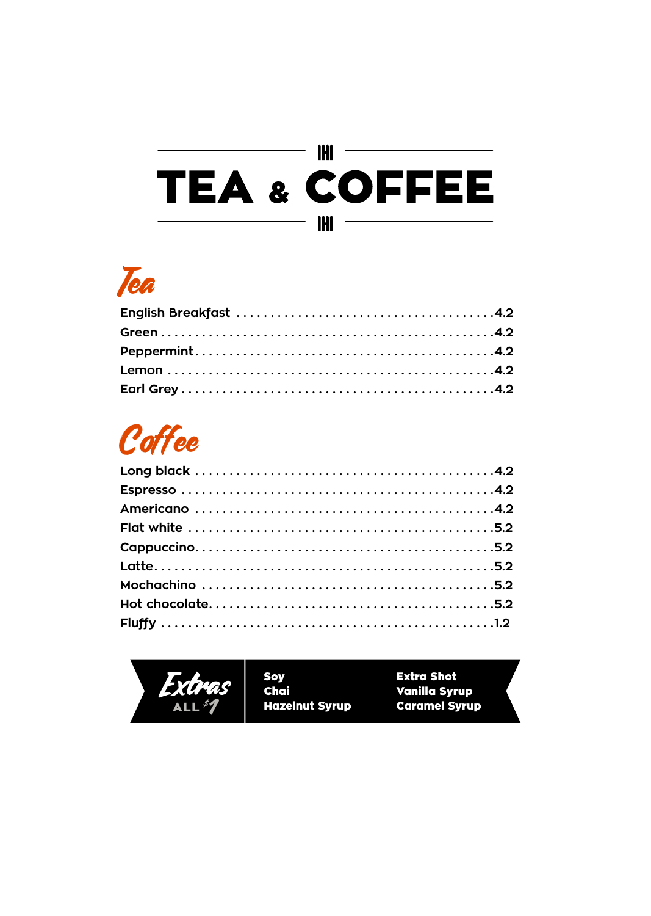# TEA & COFFEE

## Tea

| Item | Price |
| --- | --- |
| English Breakfast | 4.2 |
| Green | 4.2 |
| Peppermint | 4.2 |
| Lemon | 4.2 |
| Earl Grey | 4.2 |

## Coffee

| Item | Price |
| --- | --- |
| Long black | 4.2 |
| Espresso | 4.2 |
| Americano | 4.2 |
| Flat white | 5.2 |
| Cappuccino | 5.2 |
| Latte | 5.2 |
| Mochachino | 5.2 |
| Hot chocolate | 5.2 |
| Fluffy | 1.2 |

## Extras

ALL $1

- **Soy**
- **Chai**
- **Hazelnut Syrup**
- **Extra Shot**
- **Vanilla Syrup**
- **Caramel Syrup**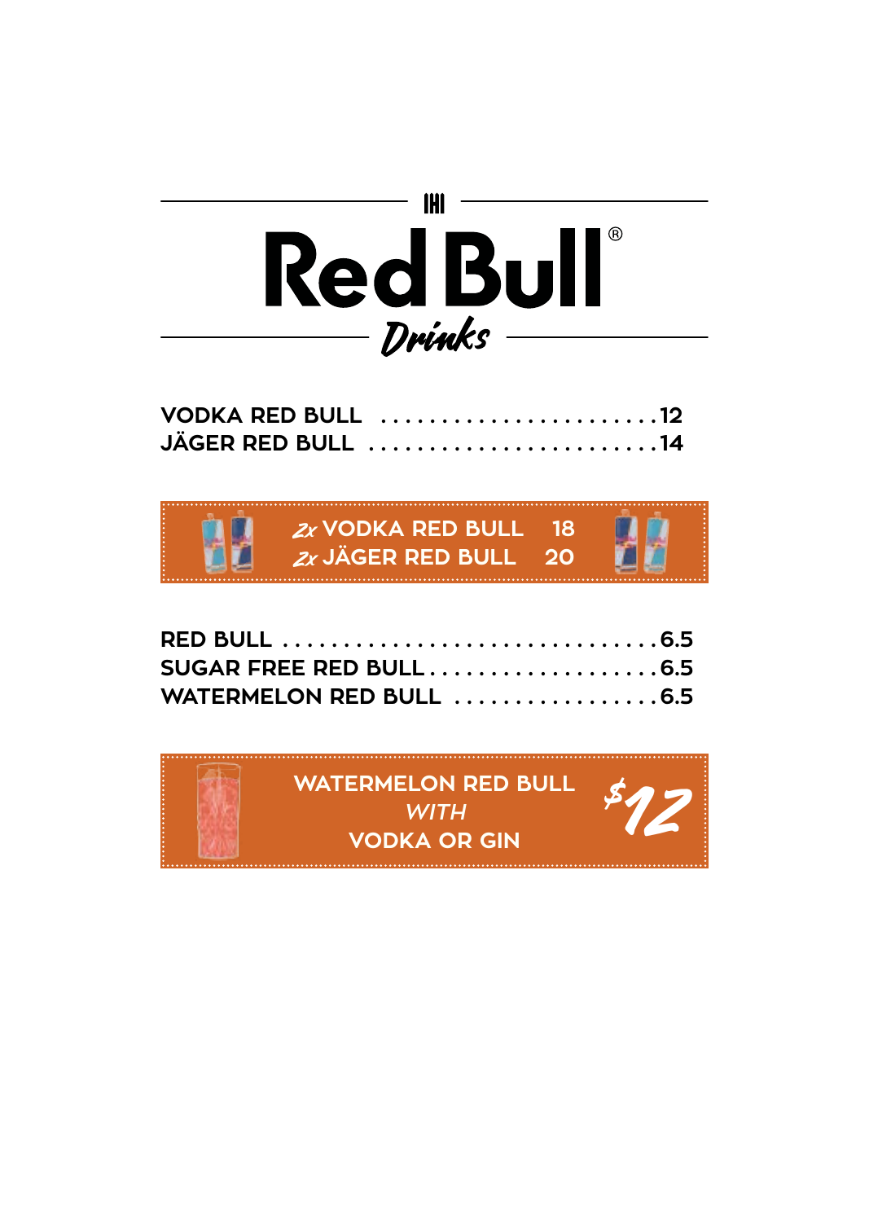# Red Bull®

## Drinks

VODKA RED BULL . . . . . . . . . . . . . . . . . . . . . . . .12
JÄGER RED BULL . . . . . . . . . . . . . . . . . . . . . . . .14

*2x* VODKA RED BULL 18
*2x* JÄGER RED BULL 20

RED BULL . . . . . . . . . . . . . . . . . . . . . . . . . . . . . . . .6.5
SUGAR FREE RED BULL . . . . . . . . . . . . . . . . . . . .6.5
WATERMELON RED BULL . . . . . . . . . . . . . . . . . .6.5

WATERMELON RED BULL
*WITH*
VODKA OR GIN
$12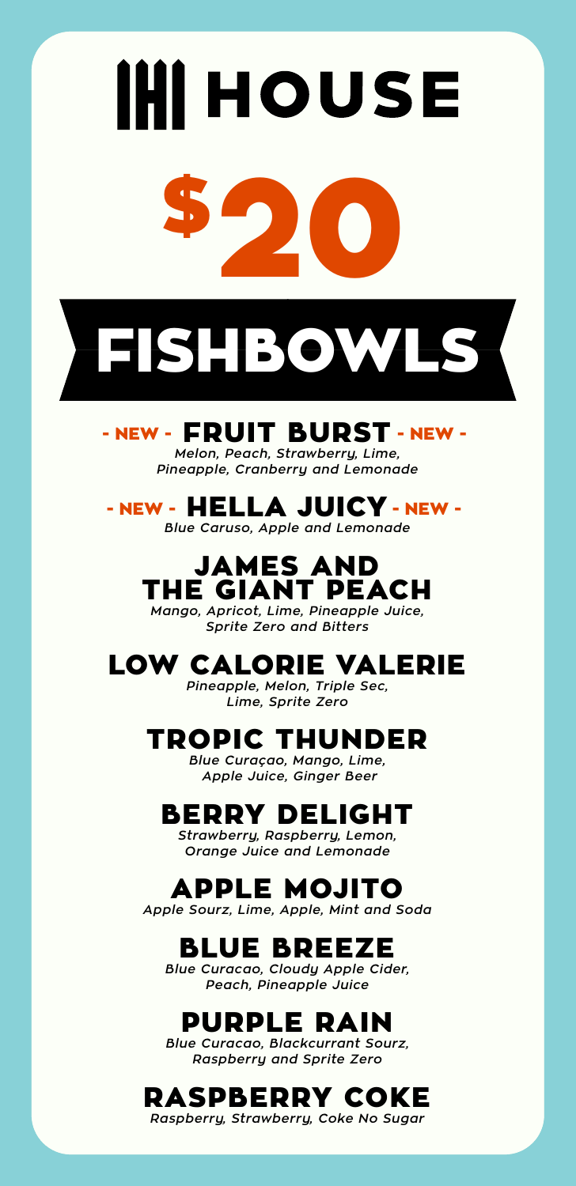# HOUSE

# $20

# FISHBOWLS

## - NEW - FRUIT BURST - NEW -

*Melon, Peach, Strawberry, Lime, Pineapple, Cranberry and Lemonade*

## - NEW - HELLA JUICY - NEW -

*Blue Caruso, Apple and Lemonade*

## JAMES AND THE GIANT PEACH

*Mango, Apricot, Lime, Pineapple Juice, Sprite Zero and Bitters*

## LOW CALORIE VALERIE

*Pineapple, Melon, Triple Sec, Lime, Sprite Zero*

## TROPIC THUNDER

*Blue Curaçao, Mango, Lime, Apple Juice, Ginger Beer*

## BERRY DELIGHT

*Strawberry, Raspberry, Lemon, Orange Juice and Lemonade*

## APPLE MOJITO

*Apple Sourz, Lime, Apple, Mint and Soda*

## BLUE BREEZE

*Blue Curacao, Cloudy Apple Cider, Peach, Pineapple Juice*

## PURPLE RAIN

*Blue Curacao, Blackcurrant Sourz, Raspberry and Sprite Zero*

## RASPBERRY COKE

*Raspberry, Strawberry, Coke No Sugar*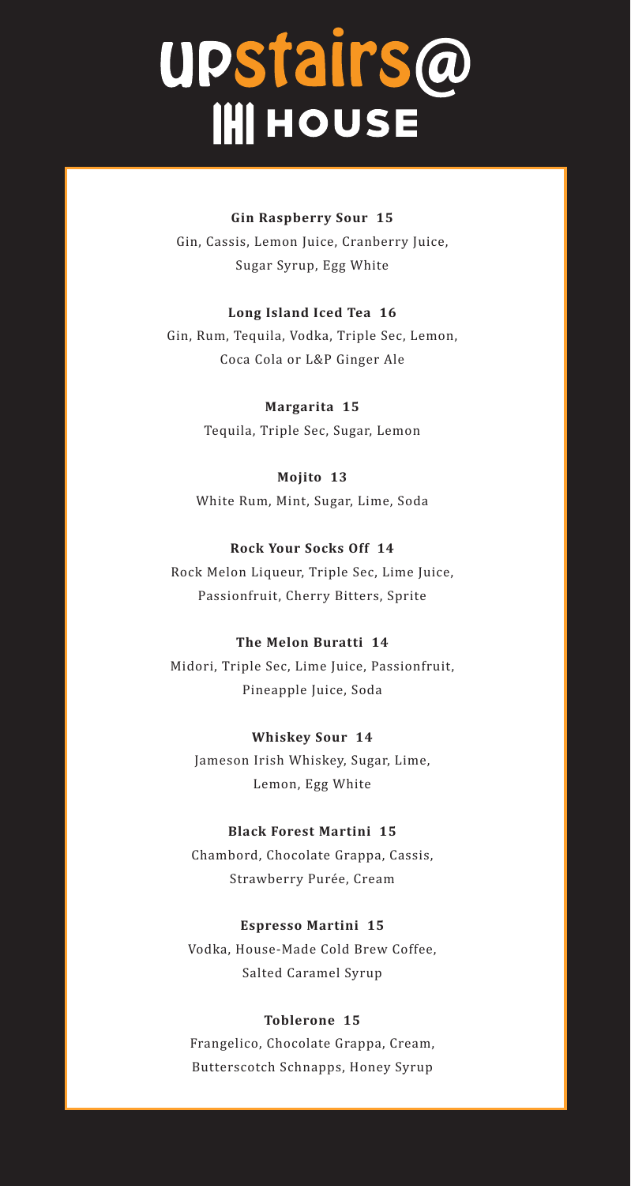# upstairs@ HOUSE

**Gin Raspberry Sour 15**
Gin, Cassis, Lemon Juice, Cranberry Juice, Sugar Syrup, Egg White

**Long Island Iced Tea 16**
Gin, Rum, Tequila, Vodka, Triple Sec, Lemon, Coca Cola or L&P Ginger Ale

**Margarita 15**
Tequila, Triple Sec, Sugar, Lemon

**Mojito 13**
White Rum, Mint, Sugar, Lime, Soda

**Rock Your Socks Off 14**
Rock Melon Liqueur, Triple Sec, Lime Juice, Passionfruit, Cherry Bitters, Sprite

**The Melon Buratti 14**
Midori, Triple Sec, Lime Juice, Passionfruit, Pineapple Juice, Soda

**Whiskey Sour 14**
Jameson Irish Whiskey, Sugar, Lime, Lemon, Egg White

**Black Forest Martini 15**
Chambord, Chocolate Grappa, Cassis, Strawberry Purée, Cream

**Espresso Martini 15**
Vodka, House-Made Cold Brew Coffee, Salted Caramel Syrup

**Toblerone 15**
Frangelico, Chocolate Grappa, Cream, Butterscotch Schnapps, Honey Syrup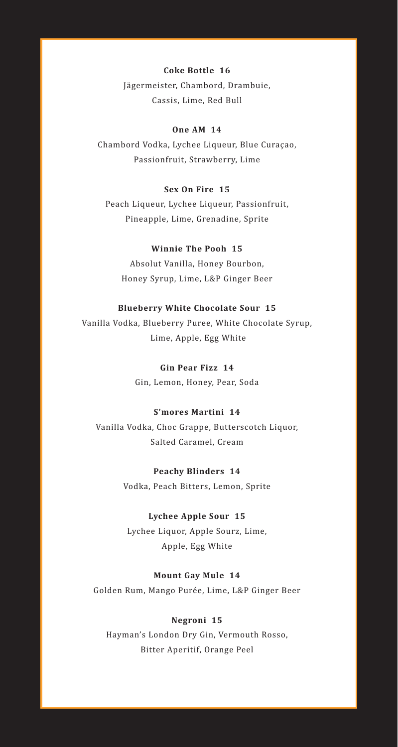**Coke Bottle 16**
Jägermeister, Chambord, Drambuie,
Cassis, Lime, Red Bull

**One AM 14**
Chambord Vodka, Lychee Liqueur, Blue Curaçao,
Passionfruit, Strawberry, Lime

**Sex On Fire 15**
Peach Liqueur, Lychee Liqueur, Passionfruit,
Pineapple, Lime, Grenadine, Sprite

**Winnie The Pooh 15**
Absolut Vanilla, Honey Bourbon,
Honey Syrup, Lime, L&P Ginger Beer

**Blueberry White Chocolate Sour 15**
Vanilla Vodka, Blueberry Puree, White Chocolate Syrup,
Lime, Apple, Egg White

**Gin Pear Fizz 14**
Gin, Lemon, Honey, Pear, Soda

**S'mores Martini 14**
Vanilla Vodka, Choc Grappe, Butterscotch Liquor,
Salted Caramel, Cream

**Peachy Blinders 14**
Vodka, Peach Bitters, Lemon, Sprite

**Lychee Apple Sour 15**
Lychee Liquor, Apple Sourz, Lime,
Apple, Egg White

**Mount Gay Mule 14**
Golden Rum, Mango Purée, Lime, L&P Ginger Beer

**Negroni 15**
Hayman's London Dry Gin, Vermouth Rosso,
Bitter Aperitif, Orange Peel